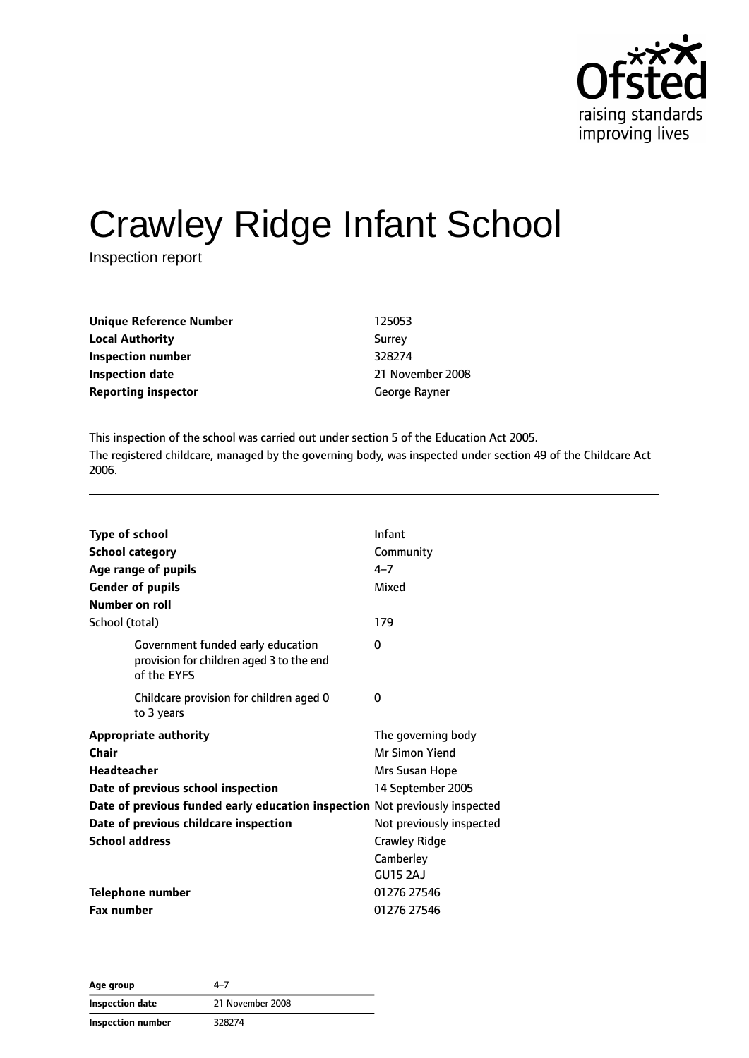# Crawley Ridge Infant School

Inspection report

| | |
|---|---|
| **Unique Reference Number** | 125053 |
| **Local Authority** | Surrey |
| **Inspection number** | 328274 |
| **Inspection date** | 21 November 2008 |
| **Reporting inspector** | George Rayner |

This inspection of the school was carried out under section 5 of the Education Act 2005.

The registered childcare, managed by the governing body, was inspected under section 49 of the Childcare Act 2006.

| | |
|---|---|
| **Type of school** | Infant |
| **School category** | Community |
| **Age range of pupils** | 4–7 |
| **Gender of pupils** | Mixed |
| **Number on roll** | |
| School (total) | 179 |
| Government funded early education provision for children aged 3 to the end of the EYFS | 0 |
| Childcare provision for children aged 0 to 3 years | 0 |
| **Appropriate authority** | The governing body |
| **Chair** | Mr Simon Yiend |
| **Headteacher** | Mrs Susan Hope |
| **Date of previous school inspection** | 14 September 2005 |
| **Date of previous funded early education inspection** | Not previously inspected |
| **Date of previous childcare inspection** | Not previously inspected |
| **School address** | Crawley Ridge<br>Camberley<br>GU15 2AJ |
| **Telephone number** | 01276 27546 |
| **Fax number** | 01276 27546 |

| | |
|---|---|
| **Age group** | 4–7 |
| **Inspection date** | 21 November 2008 |
| **Inspection number** | 328274 |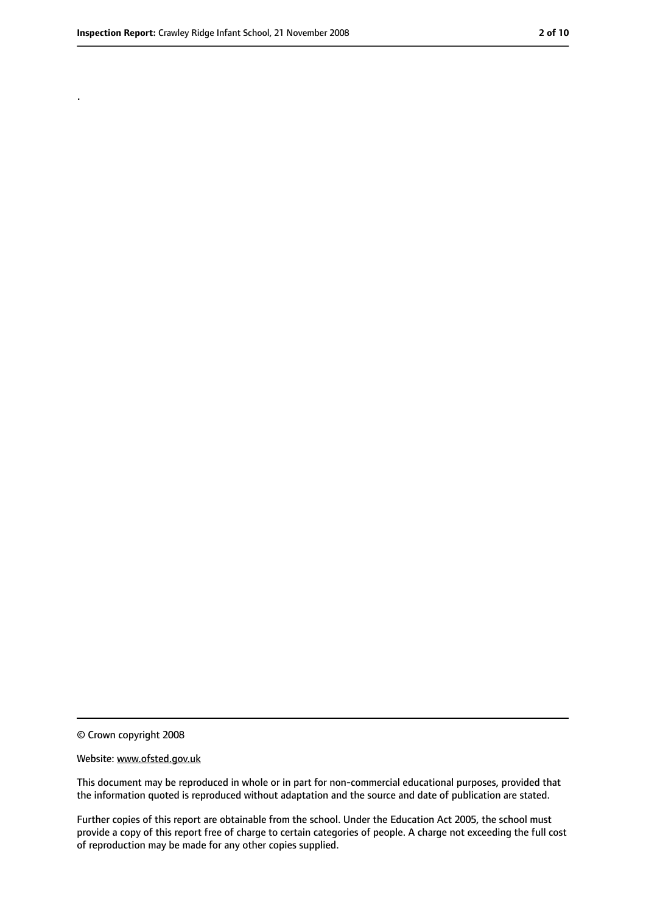.

© Crown copyright 2008

Website: www.ofsted.gov.uk

This document may be reproduced in whole or in part for non-commercial educational purposes, provided that the information quoted is reproduced without adaptation and the source and date of publication are stated.

Further copies of this report are obtainable from the school. Under the Education Act 2005, the school must provide a copy of this report free of charge to certain categories of people. A charge not exceeding the full cost of reproduction may be made for any other copies supplied.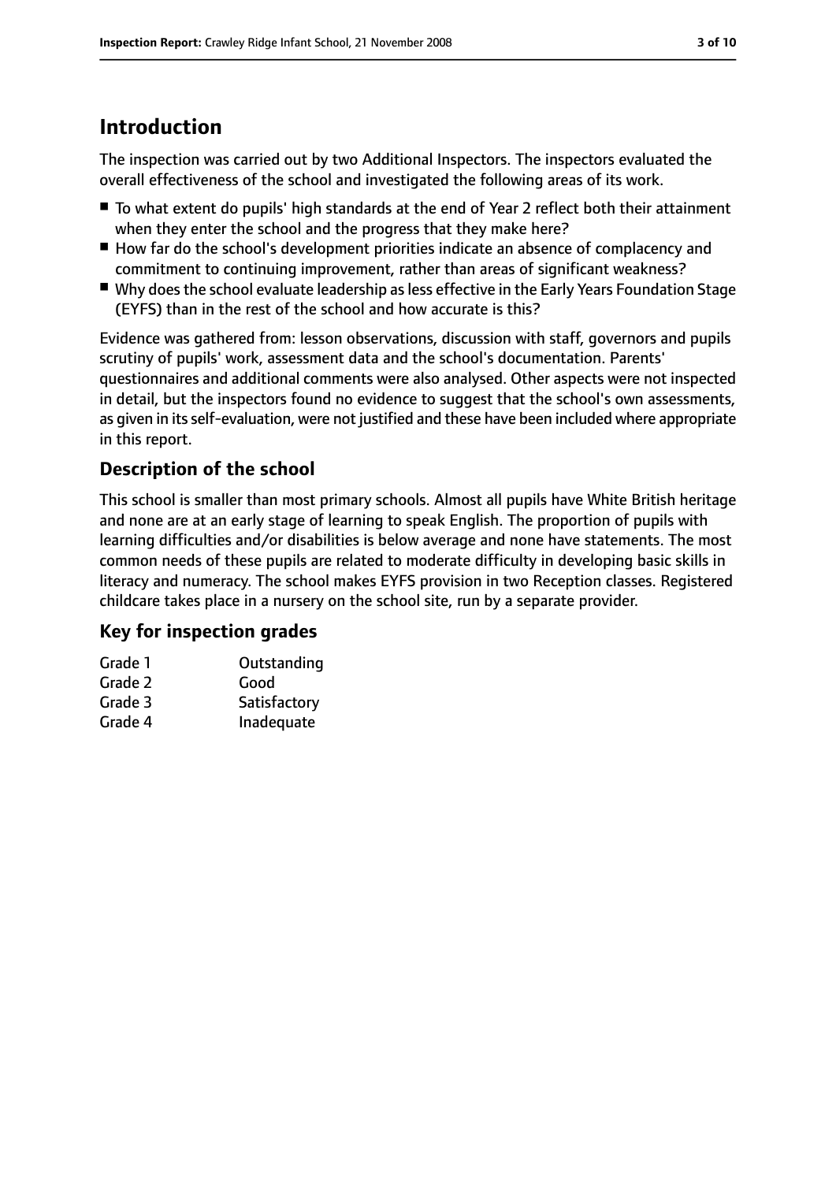# Introduction

The inspection was carried out by two Additional Inspectors. The inspectors evaluated the overall effectiveness of the school and investigated the following areas of its work.

- To what extent do pupils' high standards at the end of Year 2 reflect both their attainment when they enter the school and the progress that they make here?
- How far do the school's development priorities indicate an absence of complacency and commitment to continuing improvement, rather than areas of significant weakness?
- Why does the school evaluate leadership as less effective in the Early Years Foundation Stage (EYFS) than in the rest of the school and how accurate is this?

Evidence was gathered from: lesson observations, discussion with staff, governors and pupils scrutiny of pupils' work, assessment data and the school's documentation. Parents' questionnaires and additional comments were also analysed. Other aspects were not inspected in detail, but the inspectors found no evidence to suggest that the school's own assessments, as given in its self-evaluation, were not justified and these have been included where appropriate in this report.

## Description of the school

This school is smaller than most primary schools. Almost all pupils have White British heritage and none are at an early stage of learning to speak English. The proportion of pupils with learning difficulties and/or disabilities is below average and none have statements. The most common needs of these pupils are related to moderate difficulty in developing basic skills in literacy and numeracy. The school makes EYFS provision in two Reception classes. Registered childcare takes place in a nursery on the school site, run by a separate provider.

## Key for inspection grades

| | |
|---|---|
| Grade 1 | Outstanding |
| Grade 2 | Good |
| Grade 3 | Satisfactory |
| Grade 4 | Inadequate |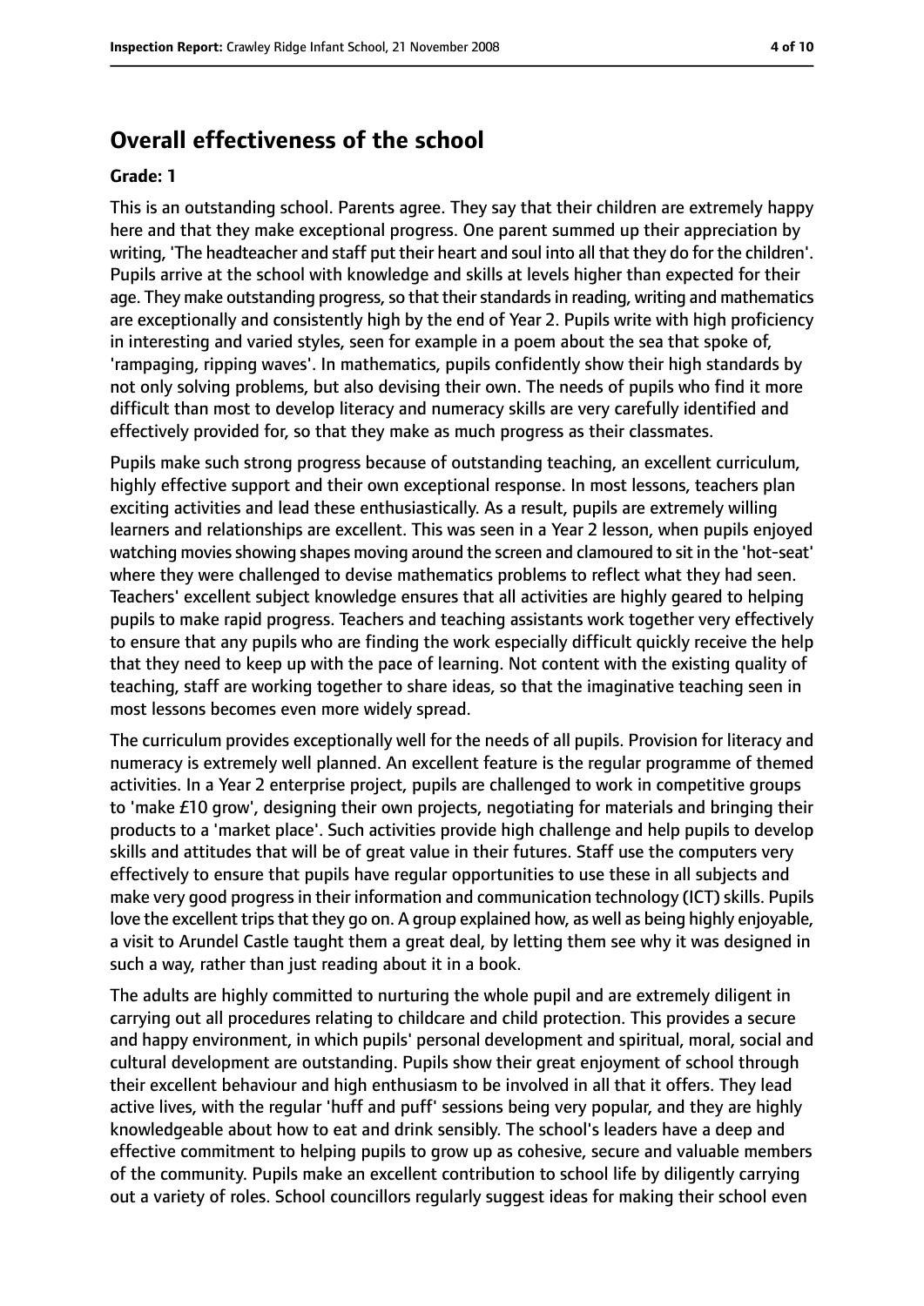## Overall effectiveness of the school

**Grade: 1**

This is an outstanding school. Parents agree. They say that their children are extremely happy here and that they make exceptional progress. One parent summed up their appreciation by writing, 'The headteacher and staff put their heart and soul into all that they do for the children'. Pupils arrive at the school with knowledge and skills at levels higher than expected for their age. They make outstanding progress, so that their standards in reading, writing and mathematics are exceptionally and consistently high by the end of Year 2. Pupils write with high proficiency in interesting and varied styles, seen for example in a poem about the sea that spoke of, 'rampaging, ripping waves'. In mathematics, pupils confidently show their high standards by not only solving problems, but also devising their own. The needs of pupils who find it more difficult than most to develop literacy and numeracy skills are very carefully identified and effectively provided for, so that they make as much progress as their classmates.

Pupils make such strong progress because of outstanding teaching, an excellent curriculum, highly effective support and their own exceptional response. In most lessons, teachers plan exciting activities and lead these enthusiastically. As a result, pupils are extremely willing learners and relationships are excellent. This was seen in a Year 2 lesson, when pupils enjoyed watching movies showing shapes moving around the screen and clamoured to sit in the 'hot-seat' where they were challenged to devise mathematics problems to reflect what they had seen. Teachers' excellent subject knowledge ensures that all activities are highly geared to helping pupils to make rapid progress. Teachers and teaching assistants work together very effectively to ensure that any pupils who are finding the work especially difficult quickly receive the help that they need to keep up with the pace of learning. Not content with the existing quality of teaching, staff are working together to share ideas, so that the imaginative teaching seen in most lessons becomes even more widely spread.

The curriculum provides exceptionally well for the needs of all pupils. Provision for literacy and numeracy is extremely well planned. An excellent feature is the regular programme of themed activities. In a Year 2 enterprise project, pupils are challenged to work in competitive groups to 'make £10 grow', designing their own projects, negotiating for materials and bringing their products to a 'market place'. Such activities provide high challenge and help pupils to develop skills and attitudes that will be of great value in their futures. Staff use the computers very effectively to ensure that pupils have regular opportunities to use these in all subjects and make very good progress in their information and communication technology (ICT) skills. Pupils love the excellent trips that they go on. A group explained how, as well as being highly enjoyable, a visit to Arundel Castle taught them a great deal, by letting them see why it was designed in such a way, rather than just reading about it in a book.

The adults are highly committed to nurturing the whole pupil and are extremely diligent in carrying out all procedures relating to childcare and child protection. This provides a secure and happy environment, in which pupils' personal development and spiritual, moral, social and cultural development are outstanding. Pupils show their great enjoyment of school through their excellent behaviour and high enthusiasm to be involved in all that it offers. They lead active lives, with the regular 'huff and puff' sessions being very popular, and they are highly knowledgeable about how to eat and drink sensibly. The school's leaders have a deep and effective commitment to helping pupils to grow up as cohesive, secure and valuable members of the community. Pupils make an excellent contribution to school life by diligently carrying out a variety of roles. School councillors regularly suggest ideas for making their school even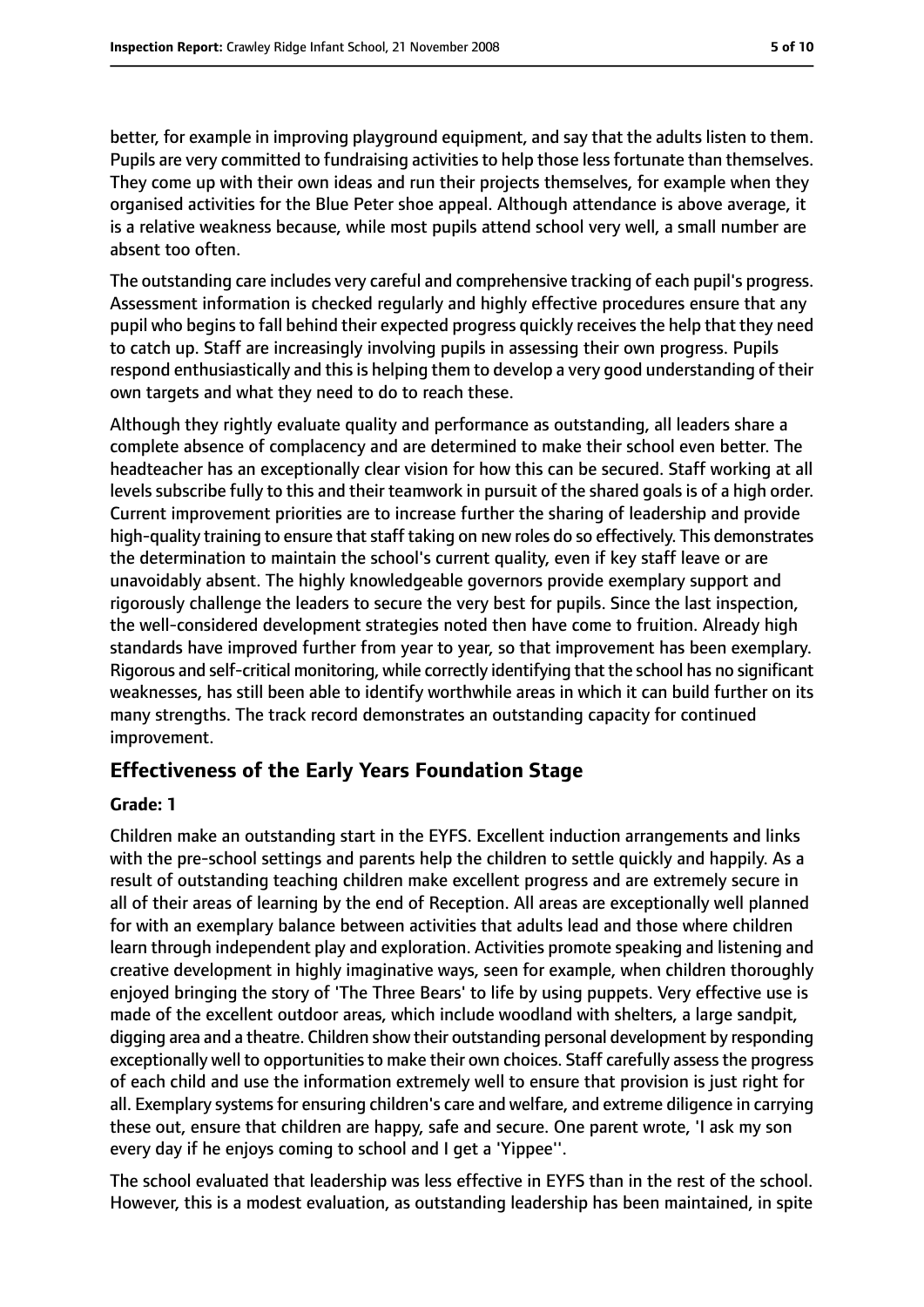better, for example in improving playground equipment, and say that the adults listen to them. Pupils are very committed to fundraising activities to help those less fortunate than themselves. They come up with their own ideas and run their projects themselves, for example when they organised activities for the Blue Peter shoe appeal. Although attendance is above average, it is a relative weakness because, while most pupils attend school very well, a small number are absent too often.

The outstanding care includes very careful and comprehensive tracking of each pupil's progress. Assessment information is checked regularly and highly effective procedures ensure that any pupil who begins to fall behind their expected progress quickly receives the help that they need to catch up. Staff are increasingly involving pupils in assessing their own progress. Pupils respond enthusiastically and this is helping them to develop a very good understanding of their own targets and what they need to do to reach these.

Although they rightly evaluate quality and performance as outstanding, all leaders share a complete absence of complacency and are determined to make their school even better. The headteacher has an exceptionally clear vision for how this can be secured. Staff working at all levels subscribe fully to this and their teamwork in pursuit of the shared goals is of a high order. Current improvement priorities are to increase further the sharing of leadership and provide high-quality training to ensure that staff taking on new roles do so effectively. This demonstrates the determination to maintain the school's current quality, even if key staff leave or are unavoidably absent. The highly knowledgeable governors provide exemplary support and rigorously challenge the leaders to secure the very best for pupils. Since the last inspection, the well-considered development strategies noted then have come to fruition. Already high standards have improved further from year to year, so that improvement has been exemplary. Rigorous and self-critical monitoring, while correctly identifying that the school has no significant weaknesses, has still been able to identify worthwhile areas in which it can build further on its many strengths. The track record demonstrates an outstanding capacity for continued improvement.

## Effectiveness of the Early Years Foundation Stage

### Grade: 1

Children make an outstanding start in the EYFS. Excellent induction arrangements and links with the pre-school settings and parents help the children to settle quickly and happily. As a result of outstanding teaching children make excellent progress and are extremely secure in all of their areas of learning by the end of Reception. All areas are exceptionally well planned for with an exemplary balance between activities that adults lead and those where children learn through independent play and exploration. Activities promote speaking and listening and creative development in highly imaginative ways, seen for example, when children thoroughly enjoyed bringing the story of 'The Three Bears' to life by using puppets. Very effective use is made of the excellent outdoor areas, which include woodland with shelters, a large sandpit, digging area and a theatre. Children show their outstanding personal development by responding exceptionally well to opportunities to make their own choices. Staff carefully assess the progress of each child and use the information extremely well to ensure that provision is just right for all. Exemplary systems for ensuring children's care and welfare, and extreme diligence in carrying these out, ensure that children are happy, safe and secure. One parent wrote, 'I ask my son every day if he enjoys coming to school and I get a 'Yippee''.

The school evaluated that leadership was less effective in EYFS than in the rest of the school. However, this is a modest evaluation, as outstanding leadership has been maintained, in spite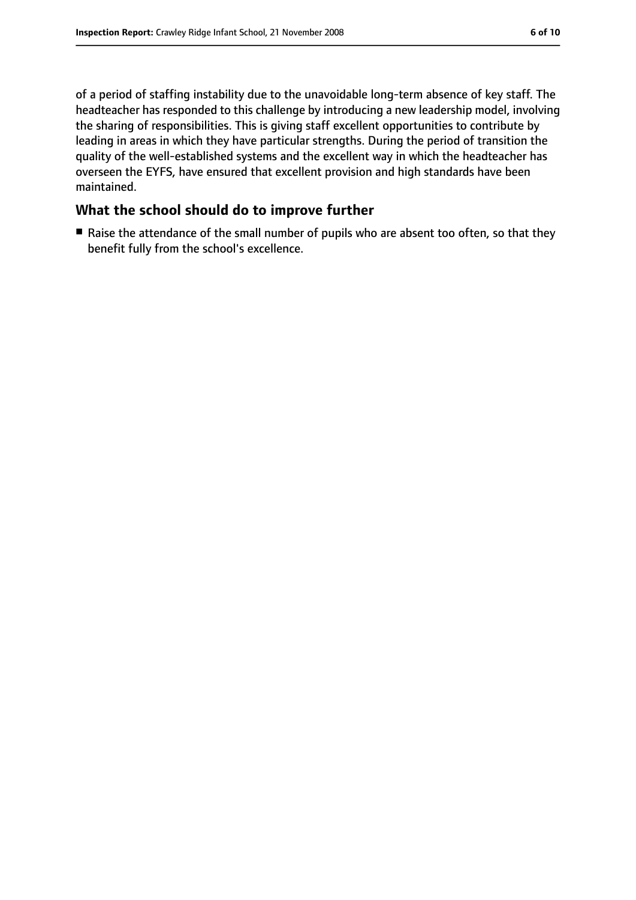of a period of staffing instability due to the unavoidable long-term absence of key staff. The headteacher has responded to this challenge by introducing a new leadership model, involving the sharing of responsibilities. This is giving staff excellent opportunities to contribute by leading in areas in which they have particular strengths. During the period of transition the quality of the well-established systems and the excellent way in which the headteacher has overseen the EYFS, have ensured that excellent provision and high standards have been maintained.

## What the school should do to improve further

- Raise the attendance of the small number of pupils who are absent too often, so that they benefit fully from the school's excellence.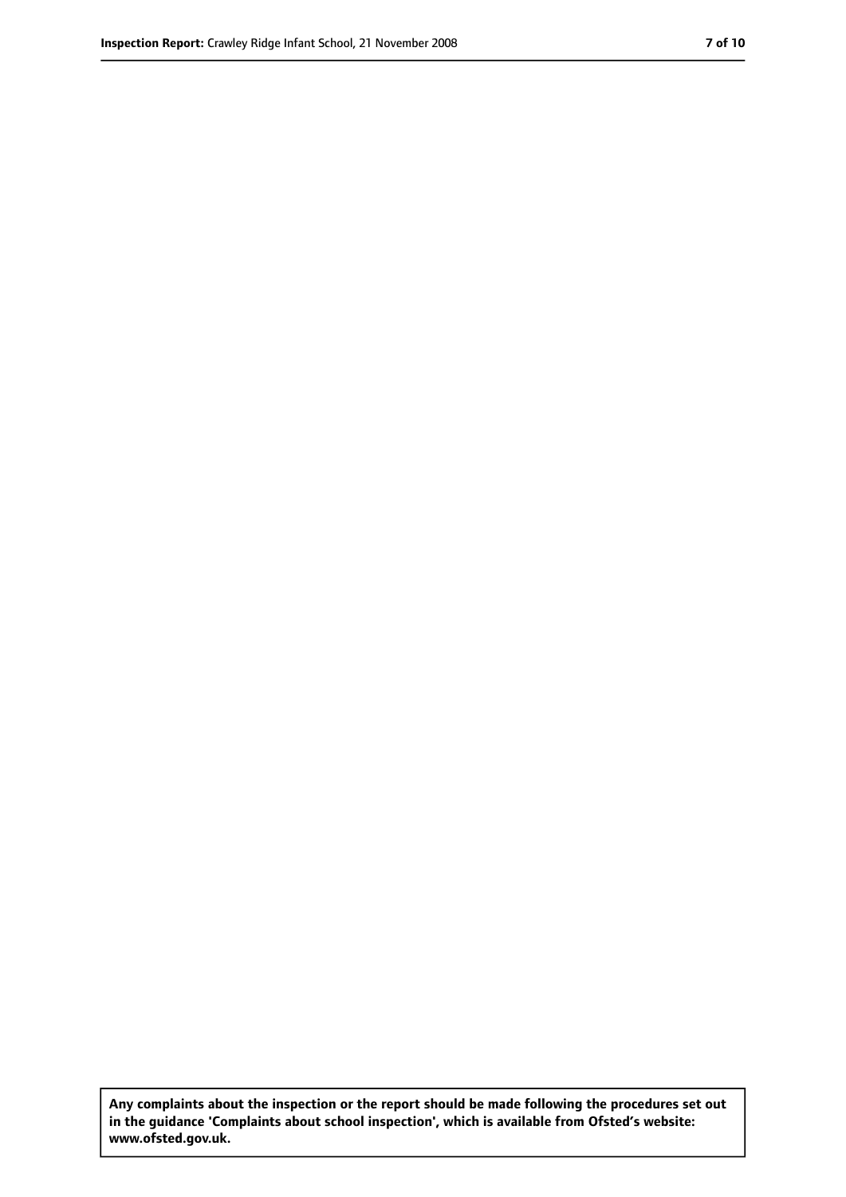**Any complaints about the inspection or the report should be made following the procedures set out in the guidance 'Complaints about school inspection', which is available from Ofsted's website: www.ofsted.gov.uk.**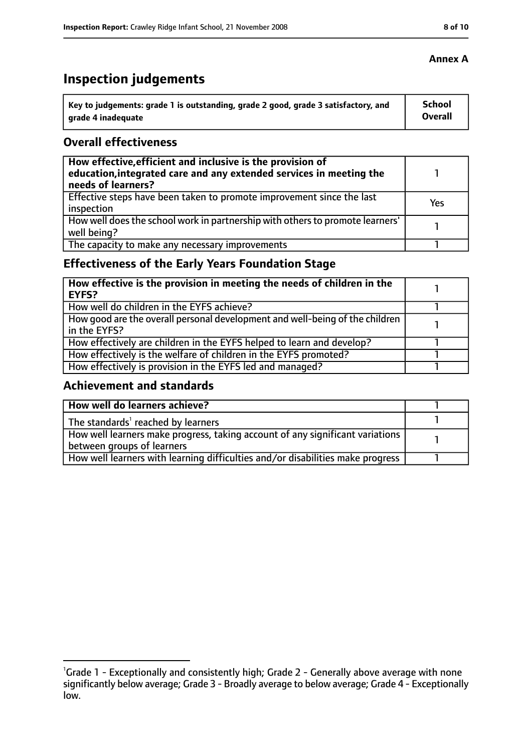**Annex A**

# Inspection judgements

| Key to judgements: grade 1 is outstanding, grade 2 good, grade 3 satisfactory, and grade 4 inadequate | School Overall |
|---|---|

## Overall effectiveness

| | |
|---|---|
| **How effective, efficient and inclusive is the provision of education, integrated care and any extended services in meeting the needs of learners?** | 1 |
| Effective steps have been taken to promote improvement since the last inspection | Yes |
| How well does the school work in partnership with others to promote learners' well being? | 1 |
| The capacity to make any necessary improvements | 1 |

## Effectiveness of the Early Years Foundation Stage

| | |
|---|---|
| **How effective is the provision in meeting the needs of children in the EYFS?** | 1 |
| How well do children in the EYFS achieve? | 1 |
| How good are the overall personal development and well-being of the children in the EYFS? | 1 |
| How effectively are children in the EYFS helped to learn and develop? | 1 |
| How effectively is the welfare of children in the EYFS promoted? | 1 |
| How effectively is provision in the EYFS led and managed? | 1 |

## Achievement and standards

| | |
|---|---|
| **How well do learners achieve?** | 1 |
| The standards[1] reached by learners | 1 |
| How well learners make progress, taking account of any significant variations between groups of learners | 1 |
| How well learners with learning difficulties and/or disabilities make progress | 1 |

[1] Grade 1 - Exceptionally and consistently high; Grade 2 - Generally above average with none significantly below average; Grade 3 - Broadly average to below average; Grade 4 - Exceptionally low.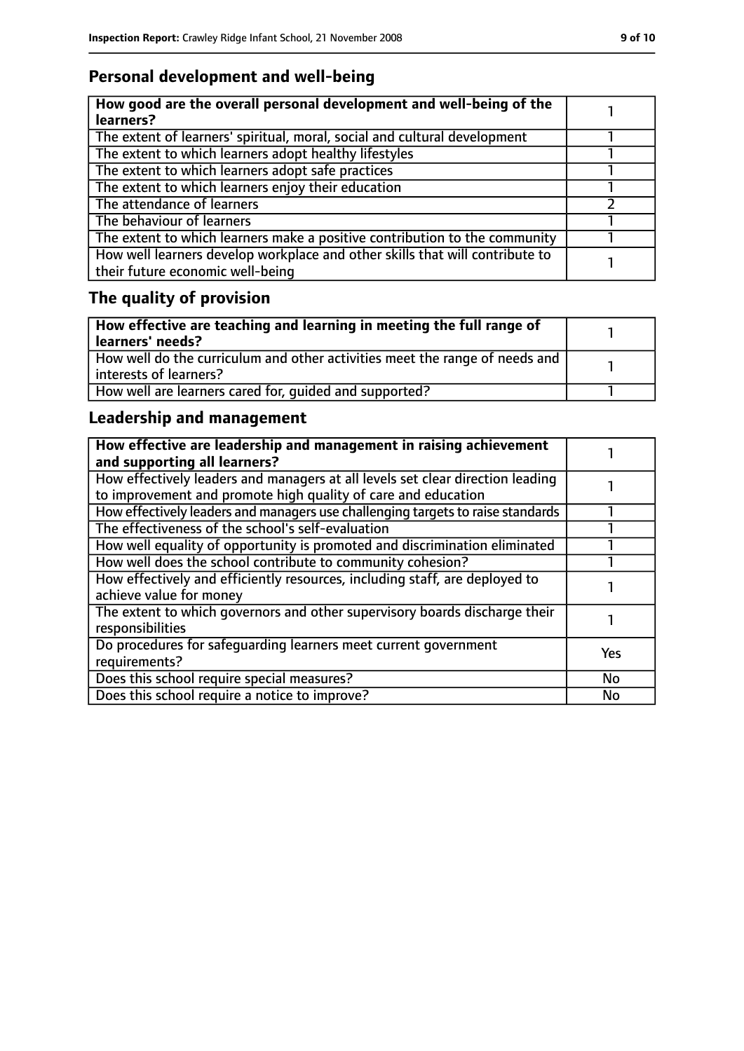## Personal development and well-being

| How good are the overall personal development and well-being of the learners? | 1 |
|---|---|
| The extent of learners' spiritual, moral, social and cultural development | 1 |
| The extent to which learners adopt healthy lifestyles | 1 |
| The extent to which learners adopt safe practices | 1 |
| The extent to which learners enjoy their education | 1 |
| The attendance of learners | 2 |
| The behaviour of learners | 1 |
| The extent to which learners make a positive contribution to the community | 1 |
| How well learners develop workplace and other skills that will contribute to their future economic well-being | 1 |

## The quality of provision

| How effective are teaching and learning in meeting the full range of learners' needs? | 1 |
|---|---|
| How well do the curriculum and other activities meet the range of needs and interests of learners? | 1 |
| How well are learners cared for, guided and supported? | 1 |

## Leadership and management

| How effective are leadership and management in raising achievement and supporting all learners? | 1 |
|---|---|
| How effectively leaders and managers at all levels set clear direction leading to improvement and promote high quality of care and education | 1 |
| How effectively leaders and managers use challenging targets to raise standards | 1 |
| The effectiveness of the school's self-evaluation | 1 |
| How well equality of opportunity is promoted and discrimination eliminated | 1 |
| How well does the school contribute to community cohesion? | 1 |
| How effectively and efficiently resources, including staff, are deployed to achieve value for money | 1 |
| The extent to which governors and other supervisory boards discharge their responsibilities | 1 |
| Do procedures for safeguarding learners meet current government requirements? | Yes |
| Does this school require special measures? | No |
| Does this school require a notice to improve? | No |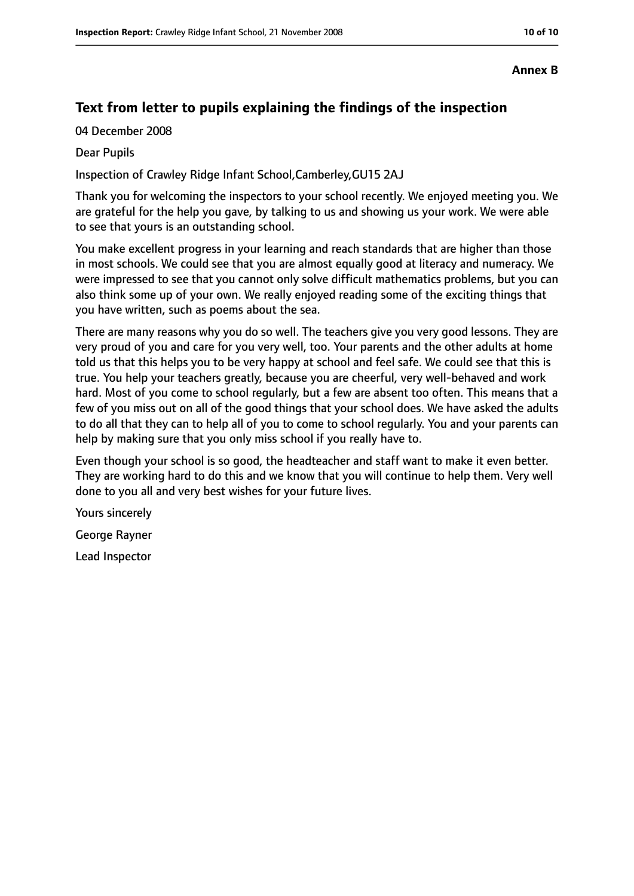**Annex B**

## Text from letter to pupils explaining the findings of the inspection

04 December 2008

Dear Pupils

Inspection of Crawley Ridge Infant School,Camberley,GU15 2AJ

Thank you for welcoming the inspectors to your school recently. We enjoyed meeting you. We are grateful for the help you gave, by talking to us and showing us your work. We were able to see that yours is an outstanding school.

You make excellent progress in your learning and reach standards that are higher than those in most schools. We could see that you are almost equally good at literacy and numeracy. We were impressed to see that you cannot only solve difficult mathematics problems, but you can also think some up of your own. We really enjoyed reading some of the exciting things that you have written, such as poems about the sea.

There are many reasons why you do so well. The teachers give you very good lessons. They are very proud of you and care for you very well, too. Your parents and the other adults at home told us that this helps you to be very happy at school and feel safe. We could see that this is true. You help your teachers greatly, because you are cheerful, very well-behaved and work hard. Most of you come to school regularly, but a few are absent too often. This means that a few of you miss out on all of the good things that your school does. We have asked the adults to do all that they can to help all of you to come to school regularly. You and your parents can help by making sure that you only miss school if you really have to.

Even though your school is so good, the headteacher and staff want to make it even better. They are working hard to do this and we know that you will continue to help them. Very well done to you all and very best wishes for your future lives.

Yours sincerely

George Rayner

Lead Inspector